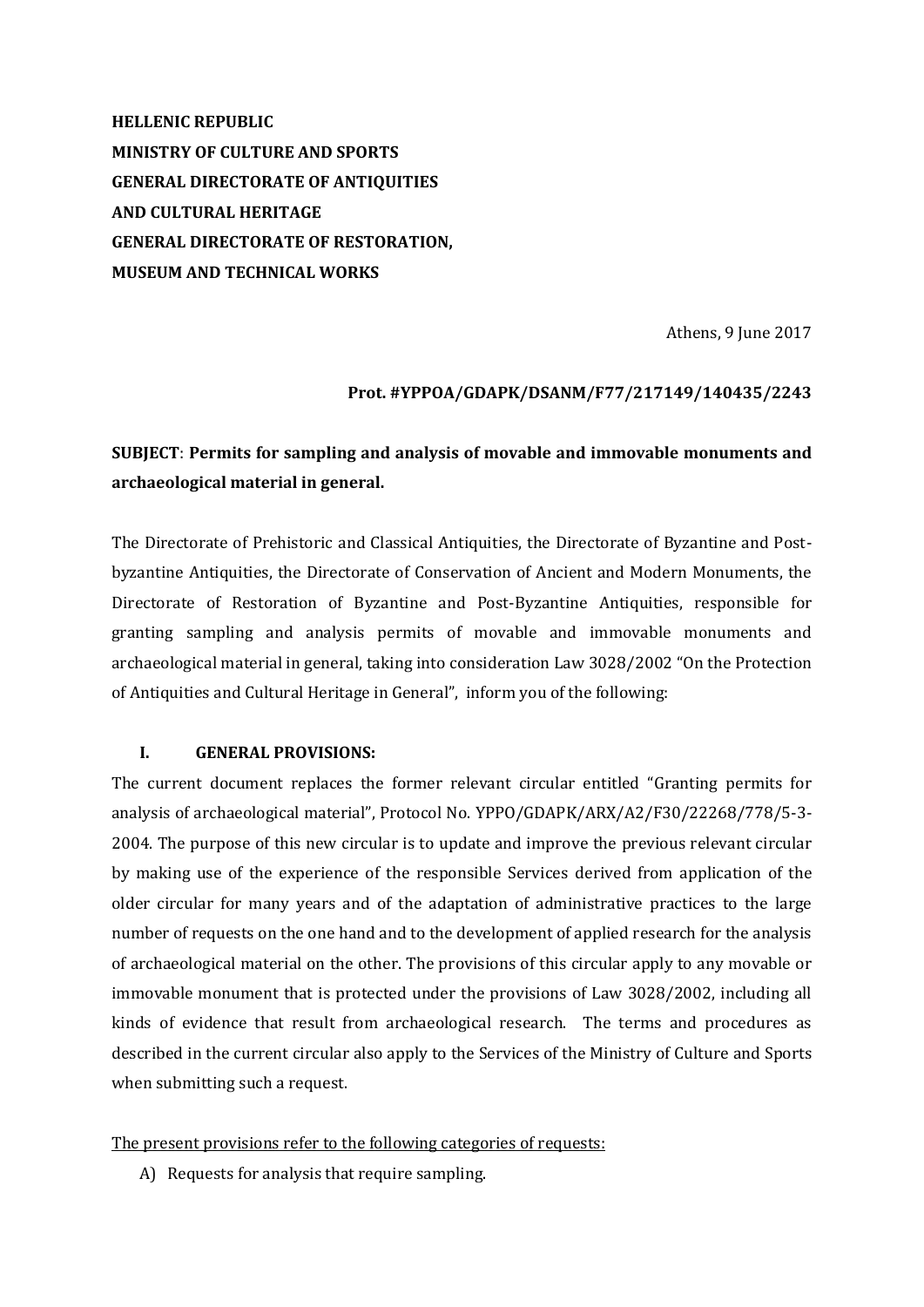**HELLENIC REPUBLIC**
**MINISTRY OF CULTURE AND SPORTS**
**GENERAL DIRECTORATE OF ANTIQUITIES**
**AND CULTURAL HERITAGE**
**GENERAL DIRECTORATE OF RESTORATION,**
**MUSEUM AND TECHNICAL WORKS**

Athens, 9 June 2017

**Prot. #YPPOA/GDAPK/DSANM/F77/217149/140435/2243**

**SUBJECT**: **Permits for sampling and analysis of movable and immovable monuments and archaeological material in general.**

The Directorate of Prehistoric and Classical Antiquities, the Directorate of Byzantine and Post-byzantine Antiquities, the Directorate of Conservation of Ancient and Modern Monuments, the Directorate of Restoration of Byzantine and Post-Byzantine Antiquities, responsible for granting sampling and analysis permits of movable and immovable monuments and archaeological material in general, taking into consideration Law 3028/2002 "On the Protection of Antiquities and Cultural Heritage in General", inform you of the following:

## I. GENERAL PROVISIONS:

The current document replaces the former relevant circular entitled "Granting permits for analysis of archaeological material", Protocol No. YPPO/GDAPK/ARX/A2/F30/22268/778/5-3-2004. The purpose of this new circular is to update and improve the previous relevant circular by making use of the experience of the responsible Services derived from application of the older circular for many years and of the adaptation of administrative practices to the large number of requests on the one hand and to the development of applied research for the analysis of archaeological material on the other. The provisions of this circular apply to any movable or immovable monument that is protected under the provisions of Law 3028/2002, including all kinds of evidence that result from archaeological research. The terms and procedures as described in the current circular also apply to the Services of the Ministry of Culture and Sports when submitting such a request.

The present provisions refer to the following categories of requests:

A) Requests for analysis that require sampling.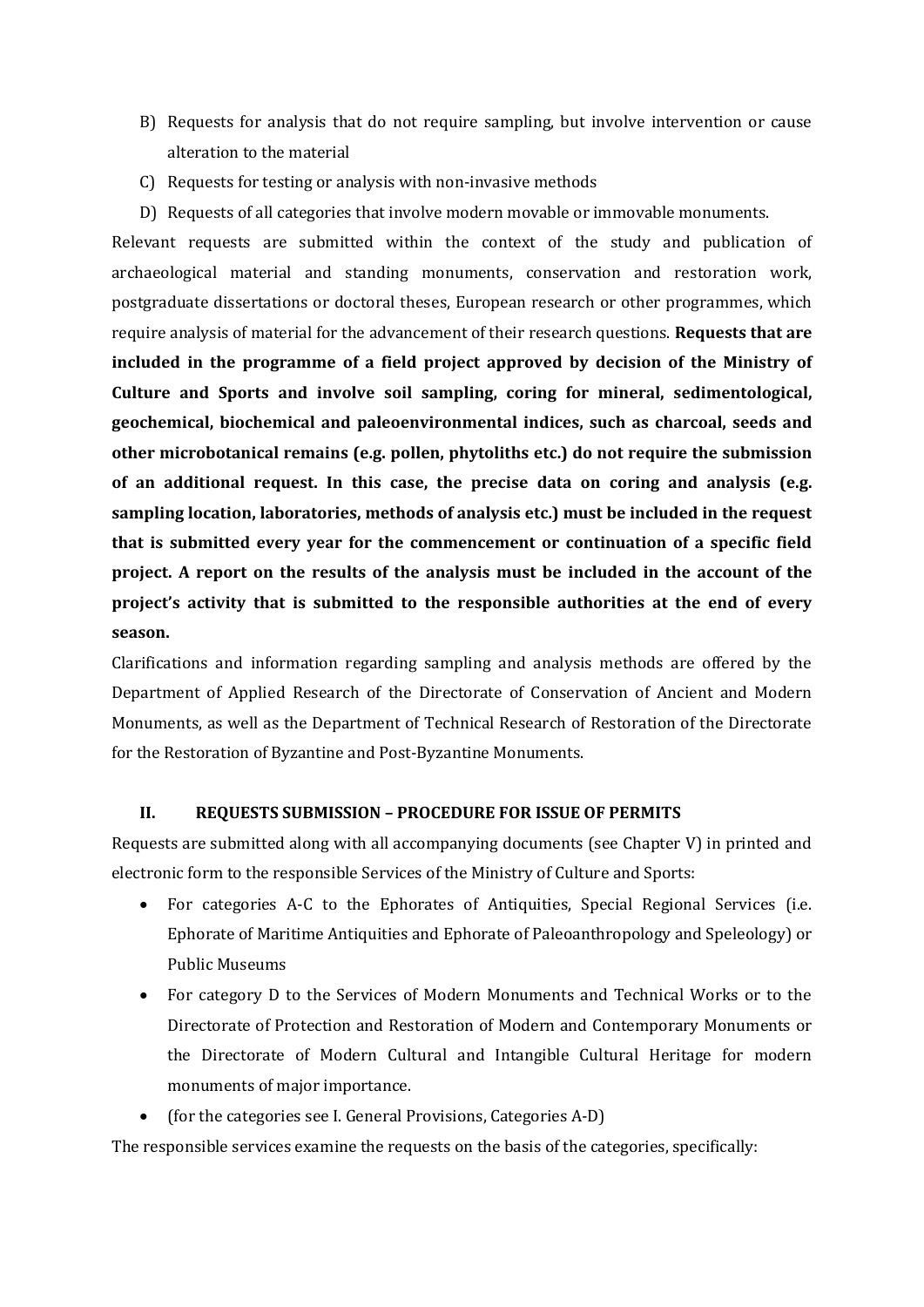B) Requests for analysis that do not require sampling, but involve intervention or cause alteration to the material

C) Requests for testing or analysis with non-invasive methods

D) Requests of all categories that involve modern movable or immovable monuments.

Relevant requests are submitted within the context of the study and publication of archaeological material and standing monuments, conservation and restoration work, postgraduate dissertations or doctoral theses, European research or other programmes, which require analysis of material for the advancement of their research questions. **Requests that are included in the programme of a field project approved by decision of the Ministry of Culture and Sports and involve soil sampling, coring for mineral, sedimentological, geochemical, biochemical and paleoenvironmental indices, such as charcoal, seeds and other microbotanical remains (e.g. pollen, phytoliths etc.) do not require the submission of an additional request. In this case, the precise data on coring and analysis (e.g. sampling location, laboratories, methods of analysis etc.) must be included in the request that is submitted every year for the commencement or continuation of a specific field project. A report on the results of the analysis must be included in the account of the project's activity that is submitted to the responsible authorities at the end of every season.**

Clarifications and information regarding sampling and analysis methods are offered by the Department of Applied Research of the Directorate of Conservation of Ancient and Modern Monuments, as well as the Department of Technical Research of Restoration of the Directorate for the Restoration of Byzantine and Post-Byzantine Monuments.

## II. REQUESTS SUBMISSION – PROCEDURE FOR ISSUE OF PERMITS

Requests are submitted along with all accompanying documents (see Chapter V) in printed and electronic form to the responsible Services of the Ministry of Culture and Sports:

- For categories A-C to the Ephorates of Antiquities, Special Regional Services (i.e. Ephorate of Maritime Antiquities and Ephorate of Paleoanthropology and Speleology) or Public Museums
- For category D to the Services of Modern Monuments and Technical Works or to the Directorate of Protection and Restoration of Modern and Contemporary Monuments or the Directorate of Modern Cultural and Intangible Cultural Heritage for modern monuments of major importance.
- (for the categories see I. General Provisions, Categories A-D)

The responsible services examine the requests on the basis of the categories, specifically: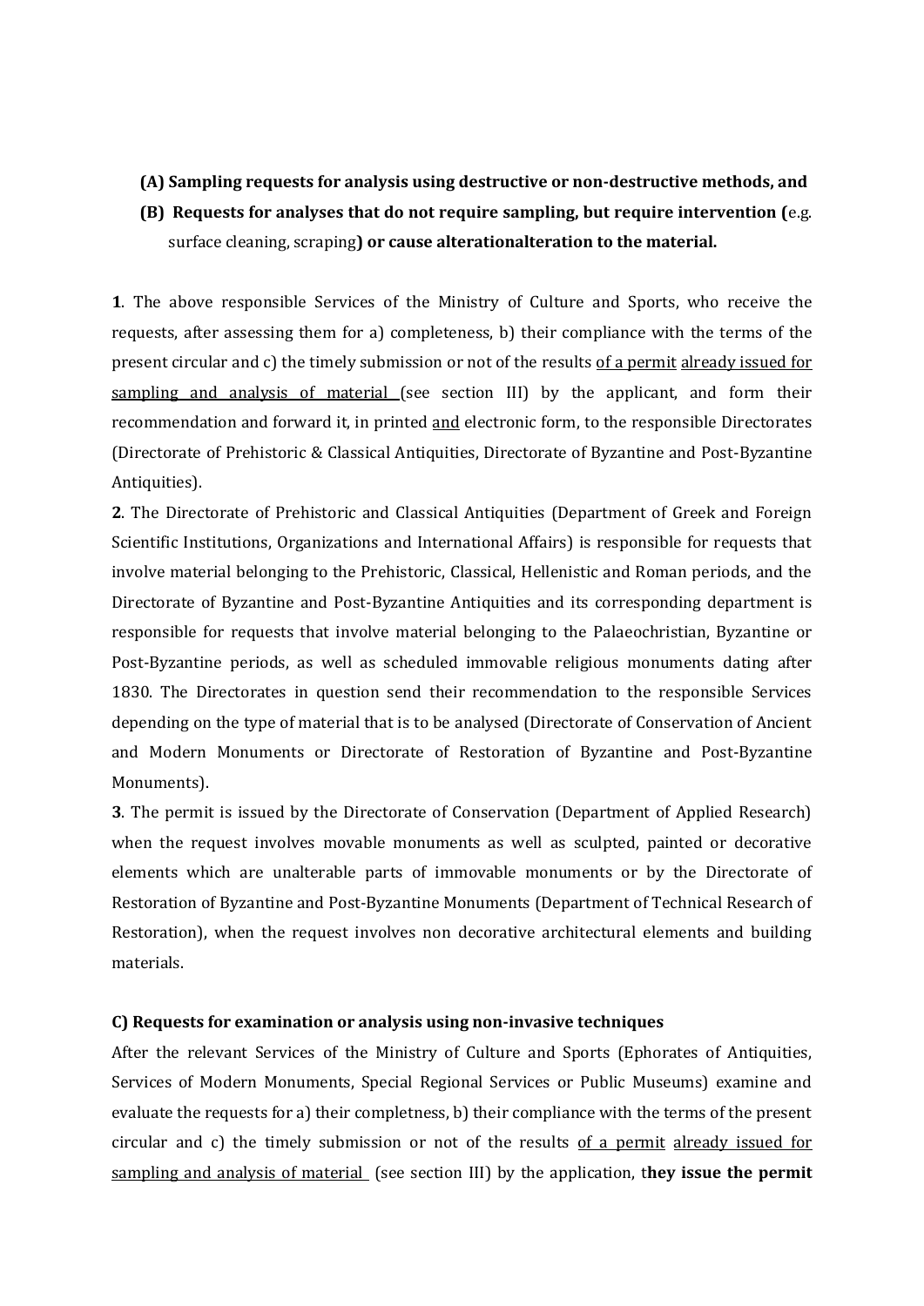**(A) Sampling requests for analysis using destructive or non-destructive methods, and**

**(B) Requests for analyses that do not require sampling, but require intervention (**e.g. surface cleaning, scraping**) or cause alterationalteration to the material.**

**1**. The above responsible Services of the Ministry of Culture and Sports, who receive the requests, after assessing them for a) completeness, b) their compliance with the terms of the present circular and c) the timely submission or not of the results of a permit already issued for sampling and analysis of material (see section III) by the applicant, and form their recommendation and forward it, in printed and electronic form, to the responsible Directorates (Directorate of Prehistoric & Classical Antiquities, Directorate of Byzantine and Post-Byzantine Antiquities).

**2**. The Directorate of Prehistoric and Classical Antiquities (Department of Greek and Foreign Scientific Institutions, Organizations and International Affairs) is responsible for requests that involve material belonging to the Prehistoric, Classical, Hellenistic and Roman periods, and the Directorate of Byzantine and Post-Byzantine Antiquities and its corresponding department is responsible for requests that involve material belonging to the Palaeochristian, Byzantine or Post-Byzantine periods, as well as scheduled immovable religious monuments dating after 1830. The Directorates in question send their recommendation to the responsible Services depending on the type of material that is to be analysed (Directorate of Conservation of Ancient and Modern Monuments or Directorate of Restoration of Byzantine and Post-Byzantine Monuments).

**3**. The permit is issued by the Directorate of Conservation (Department of Applied Research) when the request involves movable monuments as well as sculpted, painted or decorative elements which are unalterable parts of immovable monuments or by the Directorate of Restoration of Byzantine and Post-Byzantine Monuments (Department of Technical Research of Restoration), when the request involves non decorative architectural elements and building materials.

**C) Requests for examination or analysis using non-invasive techniques**

After the relevant Services of the Ministry of Culture and Sports (Ephorates of Antiquities, Services of Modern Monuments, Special Regional Services or Public Museums) examine and evaluate the requests for a) their completness, b) their compliance with the terms of the present circular and c) the timely submission or not of the results of a permit already issued for sampling and analysis of material (see section III) by the application, t**hey issue the permit**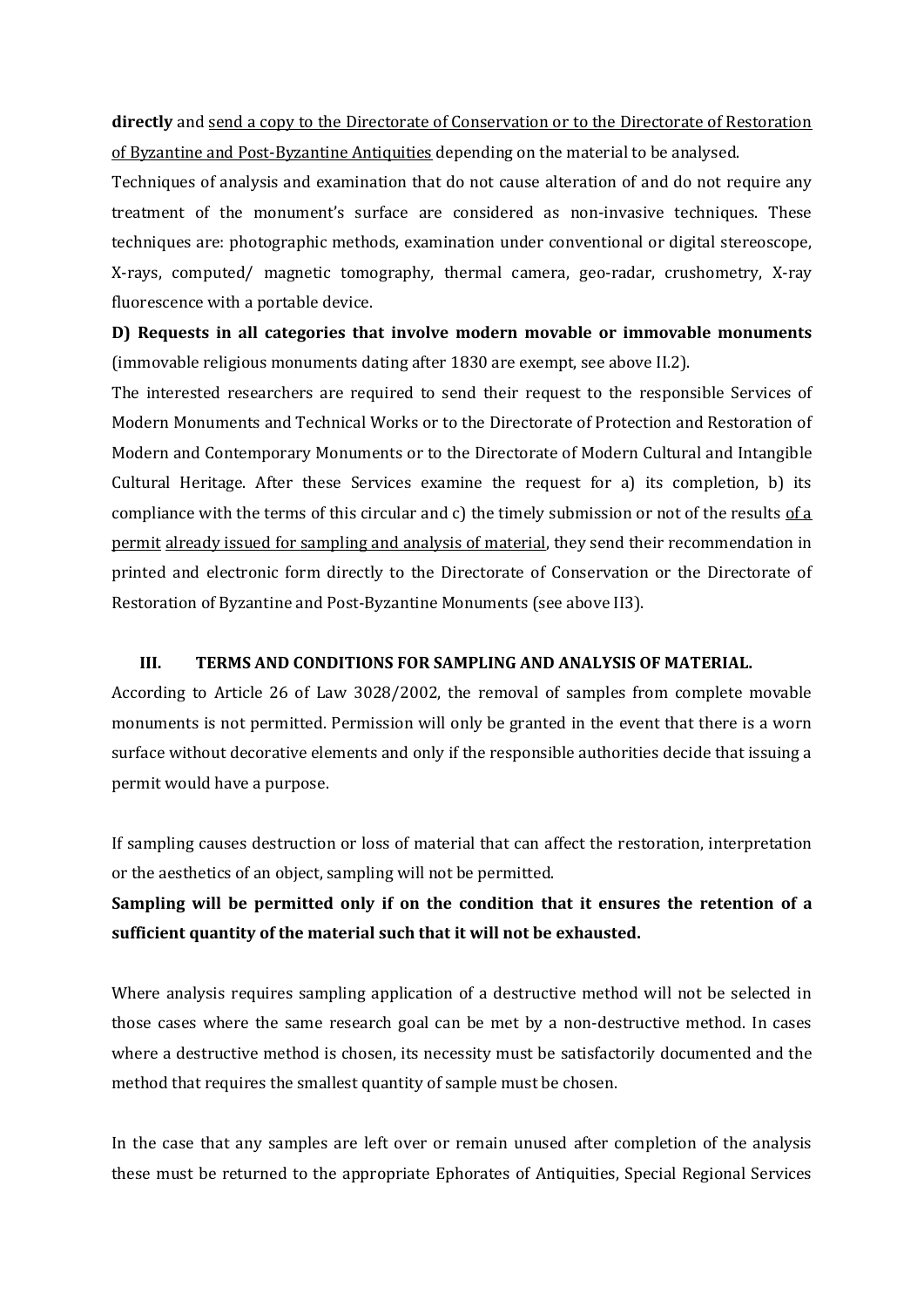**directly** and <u>send a copy to the Directorate of Conservation or to the Directorate of Restoration of Byzantine and Post-Byzantine Antiquities</u> depending on the material to be analysed.

Techniques of analysis and examination that do not cause alteration of and do not require any treatment of the monument's surface are considered as non-invasive techniques. These techniques are: photographic methods, examination under conventional or digital stereoscope, X-rays, computed/ magnetic tomography, thermal camera, geo-radar, crushometry, X-ray fluorescence with a portable device.

**D) Requests in all categories that involve modern movable or immovable monuments** (immovable religious monuments dating after 1830 are exempt, see above II.2).

The interested researchers are required to send their request to the responsible Services of Modern Monuments and Technical Works or to the Directorate of Protection and Restoration of Modern and Contemporary Monuments or to the Directorate of Modern Cultural and Intangible Cultural Heritage. After these Services examine the request for a) its completion, b) its compliance with the terms of this circular and c) the timely submission or not of the results <u>of a permit</u> <u>already issued for sampling and analysis of material</u>, they send their recommendation in printed and electronic form directly to the Directorate of Conservation or the Directorate of Restoration of Byzantine and Post-Byzantine Monuments (see above II3).

## III. TERMS AND CONDITIONS FOR SAMPLING AND ANALYSIS OF MATERIAL.

According to Article 26 of Law 3028/2002, the removal of samples from complete movable monuments is not permitted. Permission will only be granted in the event that there is a worn surface without decorative elements and only if the responsible authorities decide that issuing a permit would have a purpose.

If sampling causes destruction or loss of material that can affect the restoration, interpretation or the aesthetics of an object, sampling will not be permitted.

**Sampling will be permitted only if on the condition that it ensures the retention of a sufficient quantity of the material such that it will not be exhausted.**

Where analysis requires sampling application of a destructive method will not be selected in those cases where the same research goal can be met by a non-destructive method. In cases where a destructive method is chosen, its necessity must be satisfactorily documented and the method that requires the smallest quantity of sample must be chosen.

In the case that any samples are left over or remain unused after completion of the analysis these must be returned to the appropriate Ephorates of Antiquities, Special Regional Services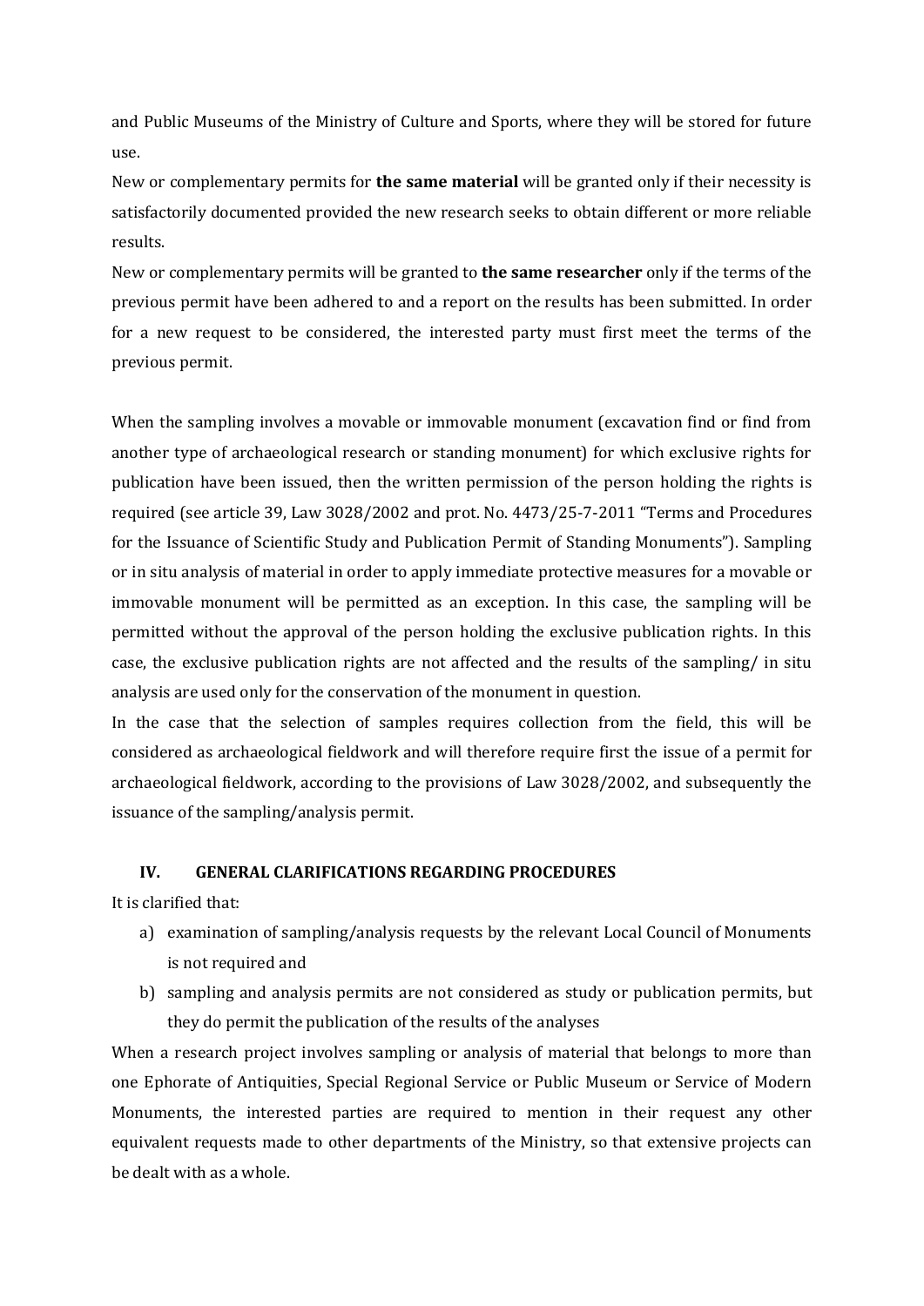and Public Museums of the Ministry of Culture and Sports, where they will be stored for future use.

New or complementary permits for **the same material** will be granted only if their necessity is satisfactorily documented provided the new research seeks to obtain different or more reliable results.

New or complementary permits will be granted to **the same researcher** only if the terms of the previous permit have been adhered to and a report on the results has been submitted. In order for a new request to be considered, the interested party must first meet the terms of the previous permit.

When the sampling involves a movable or immovable monument (excavation find or find from another type of archaeological research or standing monument) for which exclusive rights for publication have been issued, then the written permission of the person holding the rights is required (see article 39, Law 3028/2002 and prot. No. 4473/25-7-2011 "Terms and Procedures for the Issuance of Scientific Study and Publication Permit of Standing Monuments"). Sampling or in situ analysis of material in order to apply immediate protective measures for a movable or immovable monument will be permitted as an exception. In this case, the sampling will be permitted without the approval of the person holding the exclusive publication rights. In this case, the exclusive publication rights are not affected and the results of the sampling/ in situ analysis are used only for the conservation of the monument in question.

In the case that the selection of samples requires collection from the field, this will be considered as archaeological fieldwork and will therefore require first the issue of a permit for archaeological fieldwork, according to the provisions of Law 3028/2002, and subsequently the issuance of the sampling/analysis permit.

## IV. GENERAL CLARIFICATIONS REGARDING PROCEDURES

It is clarified that:

a) examination of sampling/analysis requests by the relevant Local Council of Monuments is not required and
b) sampling and analysis permits are not considered as study or publication permits, but they do permit the publication of the results of the analyses

When a research project involves sampling or analysis of material that belongs to more than one Ephorate of Antiquities, Special Regional Service or Public Museum or Service of Modern Monuments, the interested parties are required to mention in their request any other equivalent requests made to other departments of the Ministry, so that extensive projects can be dealt with as a whole.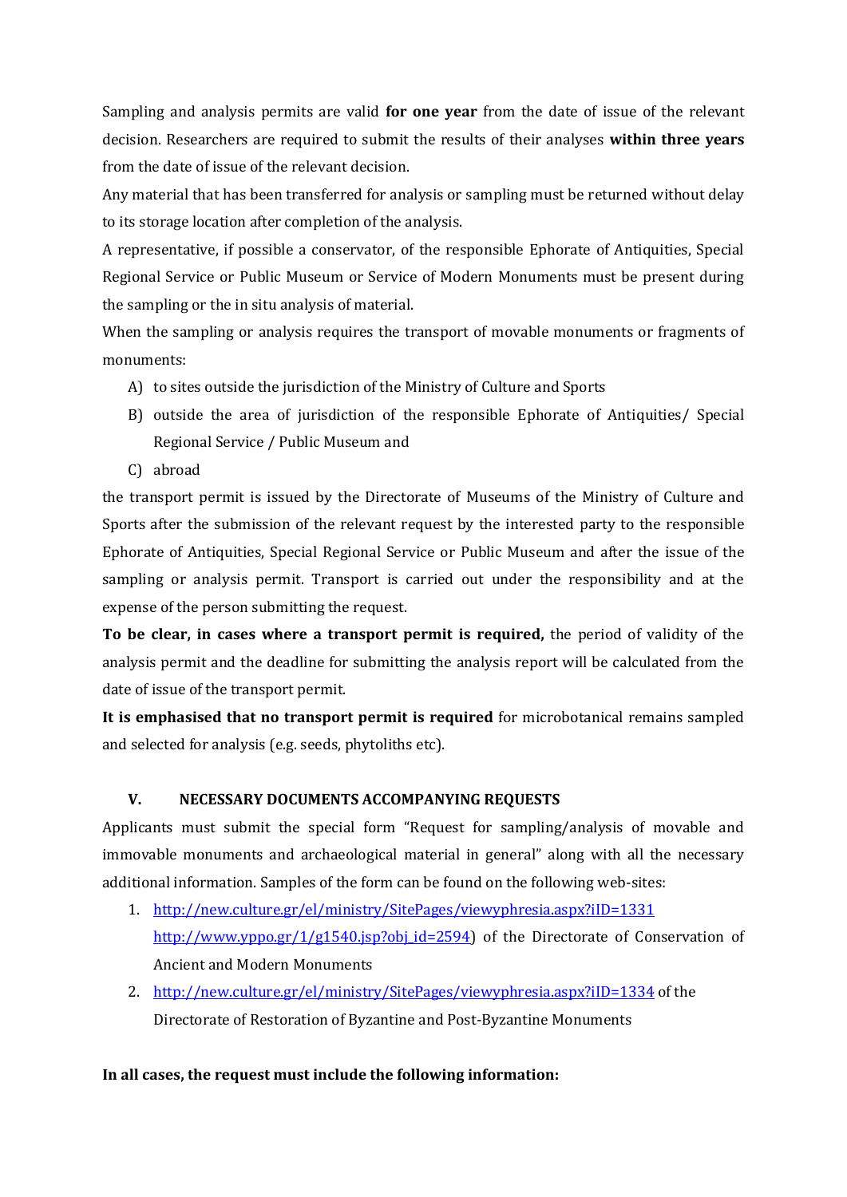Sampling and analysis permits are valid **for one year** from the date of issue of the relevant decision. Researchers are required to submit the results of their analyses **within three years** from the date of issue of the relevant decision.

Any material that has been transferred for analysis or sampling must be returned without delay to its storage location after completion of the analysis.

A representative, if possible a conservator, of the responsible Ephorate of Antiquities, Special Regional Service or Public Museum or Service of Modern Monuments must be present during the sampling or the in situ analysis of material.

When the sampling or analysis requires the transport of movable monuments or fragments of monuments:

A) to sites outside the jurisdiction of the Ministry of Culture and Sports

B) outside the area of jurisdiction of the responsible Ephorate of Antiquities/ Special Regional Service / Public Museum and

C) abroad

the transport permit is issued by the Directorate of Museums of the Ministry of Culture and Sports after the submission of the relevant request by the interested party to the responsible Ephorate of Antiquities, Special Regional Service or Public Museum and after the issue of the sampling or analysis permit. Transport is carried out under the responsibility and at the expense of the person submitting the request.

**To be clear, in cases where a transport permit is required,** the period of validity of the analysis permit and the deadline for submitting the analysis report will be calculated from the date of issue of the transport permit.

**It is emphasised that no transport permit is required** for microbotanical remains sampled and selected for analysis (e.g. seeds, phytoliths etc).

## V. NECESSARY DOCUMENTS ACCOMPANYING REQUESTS

Applicants must submit the special form "Request for sampling/analysis of movable and immovable monuments and archaeological material in general" along with all the necessary additional information. Samples of the form can be found on the following web-sites:

1. http://new.culture.gr/el/ministry/SitePages/viewyphresia.aspx?iID=1331 http://www.yppo.gr/1/g1540.jsp?obj_id=2594) of the Directorate of Conservation of Ancient and Modern Monuments
2. http://new.culture.gr/el/ministry/SitePages/viewyphresia.aspx?iID=1334 of the Directorate of Restoration of Byzantine and Post-Byzantine Monuments

**In all cases, the request must include the following information:**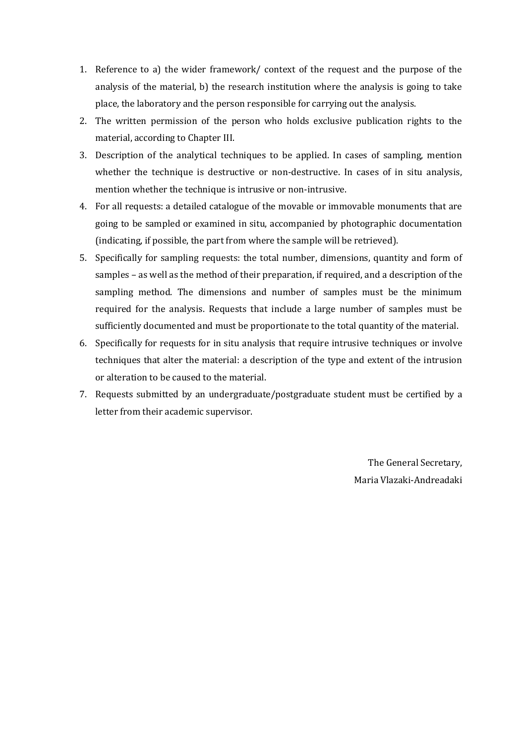1. Reference to a) the wider framework/ context of the request and the purpose of the analysis of the material, b) the research institution where the analysis is going to take place, the laboratory and the person responsible for carrying out the analysis.
2. The written permission of the person who holds exclusive publication rights to the material, according to Chapter III.
3. Description of the analytical techniques to be applied. In cases of sampling, mention whether the technique is destructive or non-destructive. In cases of in situ analysis, mention whether the technique is intrusive or non-intrusive.
4. For all requests: a detailed catalogue of the movable or immovable monuments that are going to be sampled or examined in situ, accompanied by photographic documentation (indicating, if possible, the part from where the sample will be retrieved).
5. Specifically for sampling requests: the total number, dimensions, quantity and form of samples – as well as the method of their preparation, if required, and a description of the sampling method. The dimensions and number of samples must be the minimum required for the analysis. Requests that include a large number of samples must be sufficiently documented and must be proportionate to the total quantity of the material.
6. Specifically for requests for in situ analysis that require intrusive techniques or involve techniques that alter the material: a description of the type and extent of the intrusion or alteration to be caused to the material.
7. Requests submitted by an undergraduate/postgraduate student must be certified by a letter from their academic supervisor.

The General Secretary,
Maria Vlazaki-Andreadaki